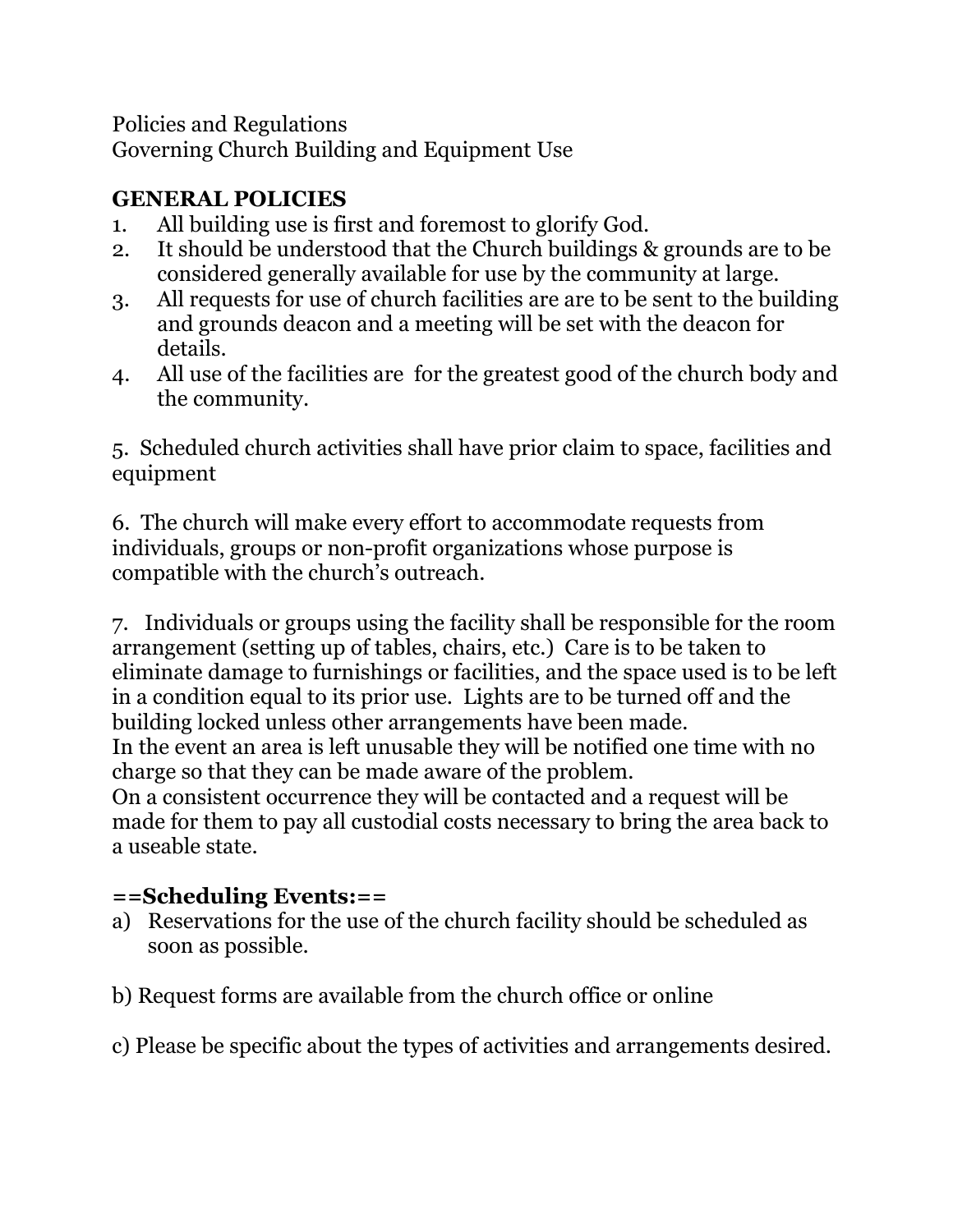Policies and Regulations
Governing Church Building and Equipment Use

## GENERAL POLICIES

1. All building use is first and foremost to glorify God.
2. It should be understood that the Church buildings & grounds are to be considered generally available for use by the community at large.
3. All requests for use of church facilities are are to be sent to the building and grounds deacon and a meeting will be set with the deacon for details.
4. All use of the facilities are for the greatest good of the church body and the community.

5. Scheduled church activities shall have prior claim to space, facilities and equipment

6. The church will make every effort to accommodate requests from individuals, groups or non-profit organizations whose purpose is compatible with the church's outreach.

7. Individuals or groups using the facility shall be responsible for the room arrangement (setting up of tables, chairs, etc.) Care is to be taken to eliminate damage to furnishings or facilities, and the space used is to be left in a condition equal to its prior use. Lights are to be turned off and the building locked unless other arrangements have been made.
In the event an area is left unusable they will be notified one time with no charge so that they can be made aware of the problem.
On a consistent occurrence they will be contacted and a request will be made for them to pay all custodial costs necessary to bring the area back to a useable state.

## ==Scheduling Events:==

a) Reservations for the use of the church facility should be scheduled as soon as possible.

b) Request forms are available from the church office or online

c) Please be specific about the types of activities and arrangements desired.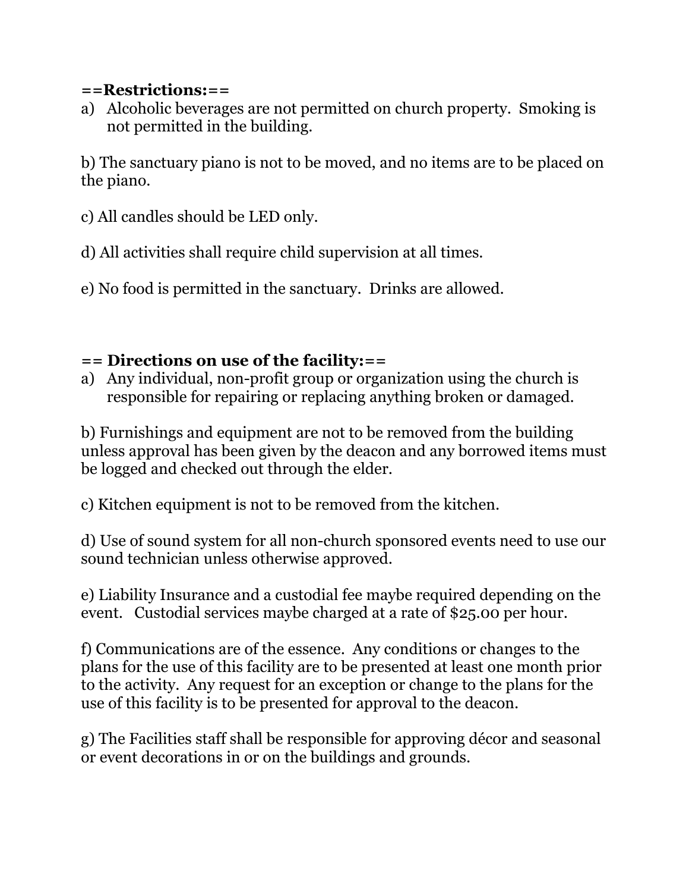**==Restrictions:==**

a) Alcoholic beverages are not permitted on church property. Smoking is not permitted in the building.

b) The sanctuary piano is not to be moved, and no items are to be placed on the piano.

c) All candles should be LED only.

d) All activities shall require child supervision at all times.

e) No food is permitted in the sanctuary. Drinks are allowed.

**== Directions on use of the facility:==**

a) Any individual, non-profit group or organization using the church is responsible for repairing or replacing anything broken or damaged.

b) Furnishings and equipment are not to be removed from the building unless approval has been given by the deacon and any borrowed items must be logged and checked out through the elder.

c) Kitchen equipment is not to be removed from the kitchen.

d) Use of sound system for all non-church sponsored events need to use our sound technician unless otherwise approved.

e) Liability Insurance and a custodial fee maybe required depending on the event. Custodial services maybe charged at a rate of $25.00 per hour.

f) Communications are of the essence. Any conditions or changes to the plans for the use of this facility are to be presented at least one month prior to the activity. Any request for an exception or change to the plans for the use of this facility is to be presented for approval to the deacon.

g) The Facilities staff shall be responsible for approving décor and seasonal or event decorations in or on the buildings and grounds.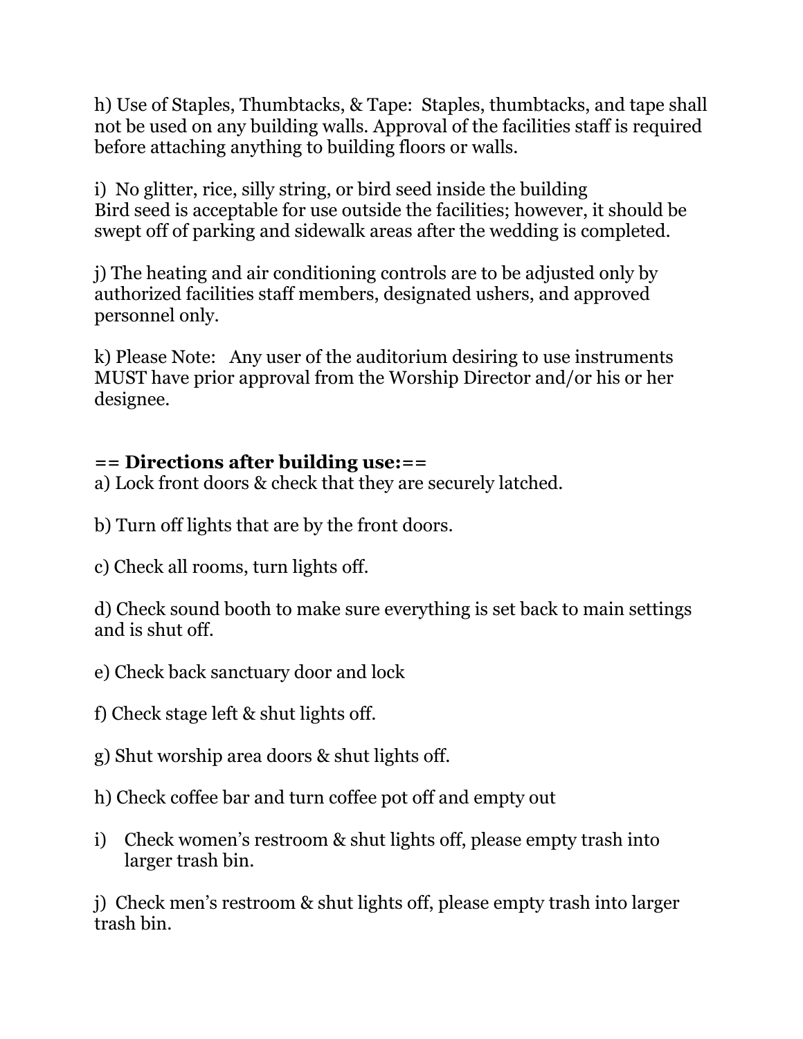h) Use of Staples, Thumbtacks, & Tape: Staples, thumbtacks, and tape shall not be used on any building walls. Approval of the facilities staff is required before attaching anything to building floors or walls.

i) No glitter, rice, silly string, or bird seed inside the building
Bird seed is acceptable for use outside the facilities; however, it should be swept off of parking and sidewalk areas after the wedding is completed.

j) The heating and air conditioning controls are to be adjusted only by authorized facilities staff members, designated ushers, and approved personnel only.

k) Please Note: Any user of the auditorium desiring to use instruments MUST have prior approval from the Worship Director and/or his or her designee.

**== Directions after building use:==**

a) Lock front doors & check that they are securely latched.

b) Turn off lights that are by the front doors.

c) Check all rooms, turn lights off.

d) Check sound booth to make sure everything is set back to main settings and is shut off.

e) Check back sanctuary door and lock

f) Check stage left & shut lights off.

g) Shut worship area doors & shut lights off.

h) Check coffee bar and turn coffee pot off and empty out

i) Check women's restroom & shut lights off, please empty trash into larger trash bin.

j) Check men's restroom & shut lights off, please empty trash into larger trash bin.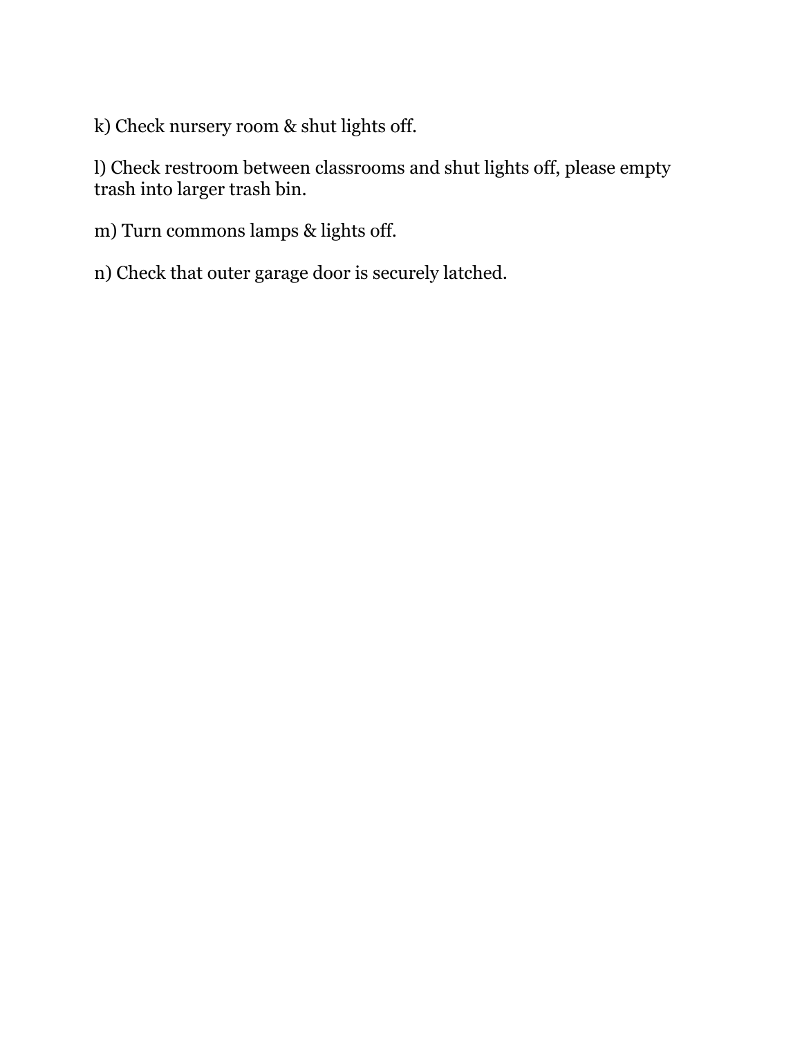k) Check nursery room & shut lights off.

l) Check restroom between classrooms and shut lights off, please empty trash into larger trash bin.

m) Turn commons lamps & lights off.

n) Check that outer garage door is securely latched.